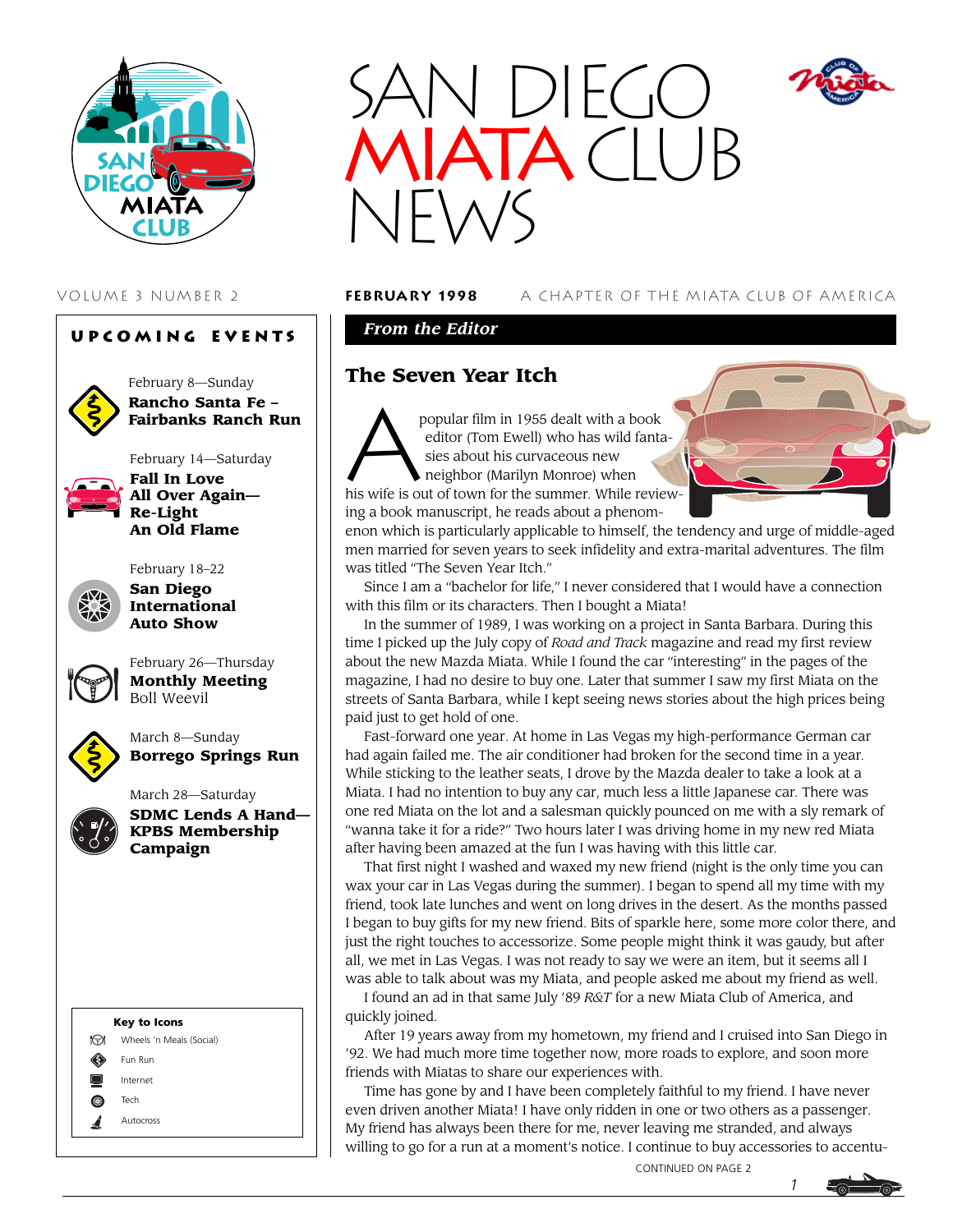# SAN DIEGO MIATA CLUB NEWS

VOLUME 3 NUMBER 2 **FEBRUARY 1998** A CHAPTER OF THE MIATA CLUB OF AMERICA

## UPCOMING EVENTS

February 8—Sunday
**Rancho Santa Fe – Fairbanks Ranch Run**

February 14—Saturday
**Fall In Love All Over Again—Re-Light An Old Flame**

February 18–22
**San Diego International Auto Show**

February 26—Thursday
**Monthly Meeting**
Boll Weevil

March 8—Sunday
**Borrego Springs Run**

March 28—Saturday
**SDMC Lends A Hand—KPBS Membership Campaign**

**Key to Icons**

- Wheels 'n Meals (Social)
- Fun Run
- Internet
- Tech
- Autocross

***From the Editor***

## The Seven Year Itch

A popular film in 1955 dealt with a book editor (Tom Ewell) who has wild fantasies about his curvaceous new neighbor (Marilyn Monroe) when his wife is out of town for the summer. While reviewing a book manuscript, he reads about a phenomenon which is particularly applicable to himself, the tendency and urge of middle-aged men married for seven years to seek infidelity and extra-marital adventures. The film was titled "The Seven Year Itch."

Since I am a "bachelor for life," I never considered that I would have a connection with this film or its characters. Then I bought a Miata!

In the summer of 1989, I was working on a project in Santa Barbara. During this time I picked up the July copy of *Road and Track* magazine and read my first review about the new Mazda Miata. While I found the car "interesting" in the pages of the magazine, I had no desire to buy one. Later that summer I saw my first Miata on the streets of Santa Barbara, while I kept seeing news stories about the high prices being paid just to get hold of one.

Fast-forward one year. At home in Las Vegas my high-performance German car had again failed me. The air conditioner had broken for the second time in a year. While sticking to the leather seats, I drove by the Mazda dealer to take a look at a Miata. I had no intention to buy any car, much less a little Japanese car. There was one red Miata on the lot and a salesman quickly pounced on me with a sly remark of "wanna take it for a ride?" Two hours later I was driving home in my new red Miata after having been amazed at the fun I was having with this little car.

That first night I washed and waxed my new friend (night is the only time you can wax your car in Las Vegas during the summer). I began to spend all my time with my friend, took late lunches and went on long drives in the desert. As the months passed I began to buy gifts for my new friend. Bits of sparkle here, some more color there, and just the right touches to accessorize. Some people might think it was gaudy, but after all, we met in Las Vegas. I was not ready to say we were an item, but it seems all I was able to talk about was my Miata, and people asked me about my friend as well.

I found an ad in that same July '89 *R&T* for a new Miata Club of America, and quickly joined.

After 19 years away from my hometown, my friend and I cruised into San Diego in '92. We had much more time together now, more roads to explore, and soon more friends with Miatas to share our experiences with.

Time has gone by and I have been completely faithful to my friend. I have never even driven another Miata! I have only ridden in one or two others as a passenger. My friend has always been there for me, never leaving me stranded, and always willing to go for a run at a moment's notice. I continue to buy accessories to accentu-

CONTINUED ON PAGE 2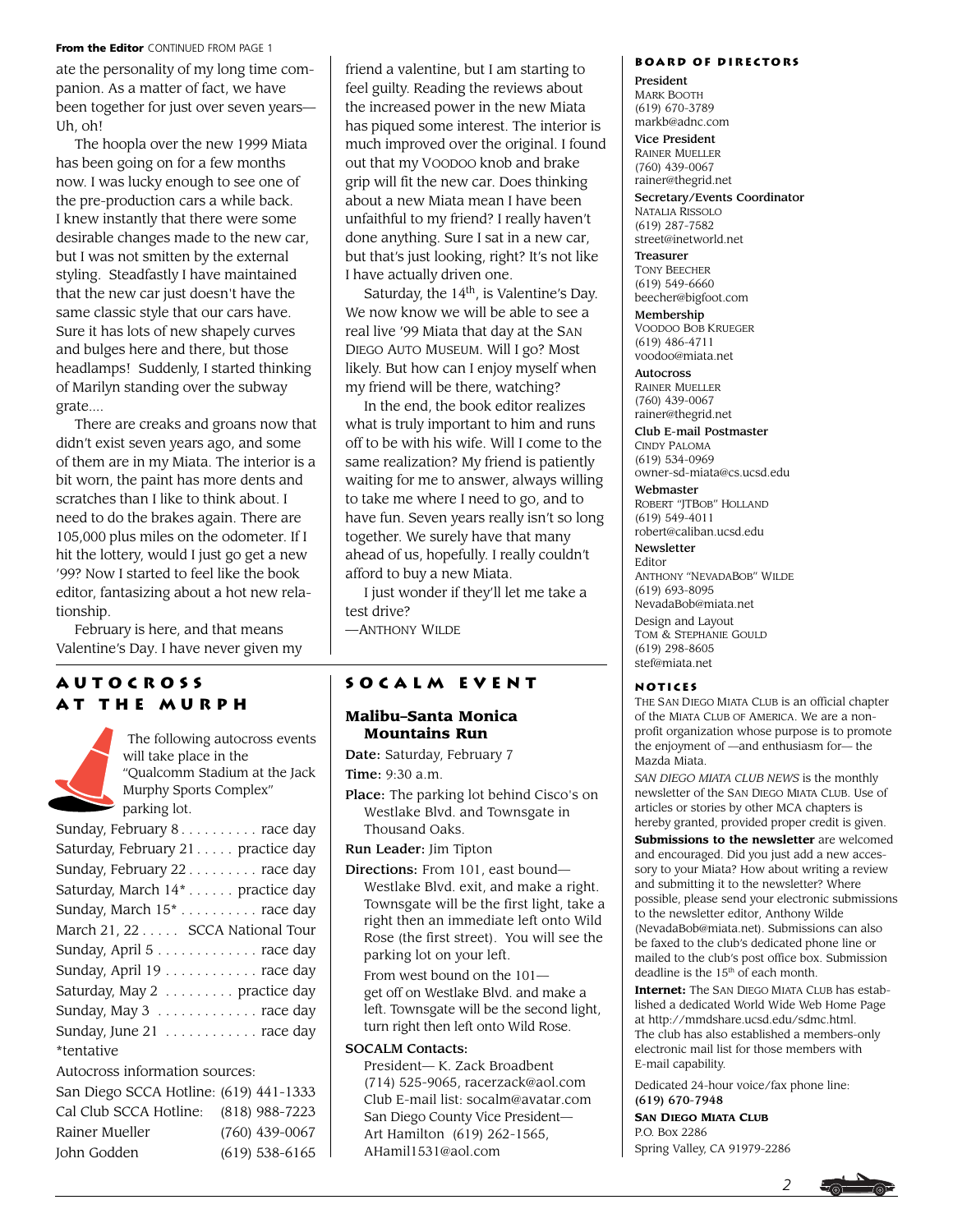**From the Editor** CONTINUED FROM PAGE 1

ate the personality of my long time companion. As a matter of fact, we have been together for just over seven years—Uh, oh!

The hoopla over the new 1999 Miata has been going on for a few months now. I was lucky enough to see one of the pre-production cars a while back. I knew instantly that there were some desirable changes made to the new car, but I was not smitten by the external styling. Steadfastly I have maintained that the new car just doesn't have the same classic style that our cars have. Sure it has lots of new shapely curves and bulges here and there, but those headlamps! Suddenly, I started thinking of Marilyn standing over the subway grate....

There are creaks and groans now that didn't exist seven years ago, and some of them are in my Miata. The interior is a bit worn, the paint has more dents and scratches than I like to think about. I need to do the brakes again. There are 105,000 plus miles on the odometer. If I hit the lottery, would I just go get a new '99? Now I started to feel like the book editor, fantasizing about a hot new relationship.

February is here, and that means Valentine's Day. I have never given my friend a valentine, but I am starting to feel guilty. Reading the reviews about the increased power in the new Miata has piqued some interest. The interior is much improved over the original. I found out that my VOODOO knob and brake grip will fit the new car. Does thinking about a new Miata mean I have been unfaithful to my friend? I really haven't done anything. Sure I sat in a new car, but that's just looking, right? It's not like I have actually driven one.

Saturday, the 14th, is Valentine's Day. We now know we will be able to see a real live '99 Miata that day at the SAN DIEGO AUTO MUSEUM. Will I go? Most likely. But how can I enjoy myself when my friend will be there, watching?

In the end, the book editor realizes what is truly important to him and runs off to be with his wife. Will I come to the same realization? My friend is patiently waiting for me to answer, always willing to take me where I need to go, and to have fun. Seven years really isn't so long together. We surely have that many ahead of us, hopefully. I really couldn't afford to buy a new Miata.

I just wonder if they'll let me take a test drive?

—ANTHONY WILDE

## AUTOCROSS AT THE MURPH

The following autocross events will take place in the "Qualcomm Stadium at the Jack Murphy Sports Complex" parking lot.

| Date | Event |
|---|---|
| Sunday, February 8 | race day |
| Saturday, February 21 | practice day |
| Sunday, February 22 | race day |
| Saturday, March 14* | practice day |
| Sunday, March 15* | race day |
| March 21, 22 | SCCA National Tour |
| Sunday, April 5 | race day |
| Sunday, April 19 | race day |
| Saturday, May 2 | practice day |
| Sunday, May 3 | race day |
| Sunday, June 21 | race day |

*tentative

Autocross information sources:

| | |
|---|---|
| San Diego SCCA Hotline: | (619) 441-1333 |
| Cal Club SCCA Hotline: | (818) 988-7223 |
| Rainer Mueller | (760) 439-0067 |
| John Godden | (619) 538-6165 |

## SOCALM EVENT

### Malibu–Santa Monica Mountains Run

**Date:** Saturday, February 7

**Time:** 9:30 a.m.

**Place:** The parking lot behind Cisco's on Westlake Blvd. and Townsgate in Thousand Oaks.

**Run Leader:** Jim Tipton

**Directions:** From 101, east bound—Westlake Blvd. exit, and make a right. Townsgate will be the first light, take a right then an immediate left onto Wild Rose (the first street). You will see the parking lot on your left.

From west bound on the 101—get off on Westlake Blvd. and make a left. Townsgate will be the second light, turn right then left onto Wild Rose.

**SOCALM Contacts:**

President— K. Zack Broadbent (714) 525-9065, racerzack@aol.com
Club E-mail list: socalm@avatar.com
San Diego County Vice President—Art Hamilton (619) 262-1565, AHamil1531@aol.com

## BOARD OF DIRECTORS

**President**
MARK BOOTH
(619) 670-3789
markb@adnc.com

**Vice President**
RAINER MUELLER
(760) 439-0067
rainer@thegrid.net

**Secretary/Events Coordinator**
NATALIA RISSOLO
(619) 287-7582
street@inetworld.net

**Treasurer**
TONY BEECHER
(619) 549-6660
beecher@bigfoot.com

**Membership**
VOODOO BOB KRUEGER
(619) 486-4711
voodoo@miata.net

**Autocross**
RAINER MUELLER
(760) 439-0067
rainer@thegrid.net

**Club E-mail Postmaster**
CINDY PALOMA
(619) 534-0969
owner-sd-miata@cs.ucsd.edu

**Webmaster**
ROBERT "JTBOB" HOLLAND
(619) 549-4011
robert@caliban.ucsd.edu

**Newsletter**
Editor
ANTHONY "NEVADABOB" WILDE
(619) 693-8095
NevadaBob@miata.net
Design and Layout
TOM & STEPHANIE GOULD
(619) 298-8605
stef@miata.net

## NOTICES

THE SAN DIEGO MIATA CLUB is an official chapter of the MIATA CLUB OF AMERICA. We are a non-profit organization whose purpose is to promote the enjoyment of —and enthusiasm for— the Mazda Miata.

*SAN DIEGO MIATA CLUB NEWS* is the monthly newsletter of the SAN DIEGO MIATA CLUB. Use of articles or stories by other MCA chapters is hereby granted, provided proper credit is given.

**Submissions to the newsletter** are welcomed and encouraged. Did you just add a new accessory to your Miata? How about writing a review and submitting it to the newsletter? Where possible, please send your electronic submissions to the newsletter editor, Anthony Wilde (NevadaBob@miata.net). Submissions can also be faxed to the club's dedicated phone line or mailed to the club's post office box. Submission deadline is the 15th of each month.

**Internet:** The SAN DIEGO MIATA CLUB has established a dedicated World Wide Web Home Page at http://mmdshare.ucsd.edu/sdmc.html. The club has also established a members-only electronic mail list for those members with E-mail capability.

Dedicated 24-hour voice/fax phone line:
**(619) 670-7948**

**SAN DIEGO MIATA CLUB**
P.O. Box 2286
Spring Valley, CA 91979-2286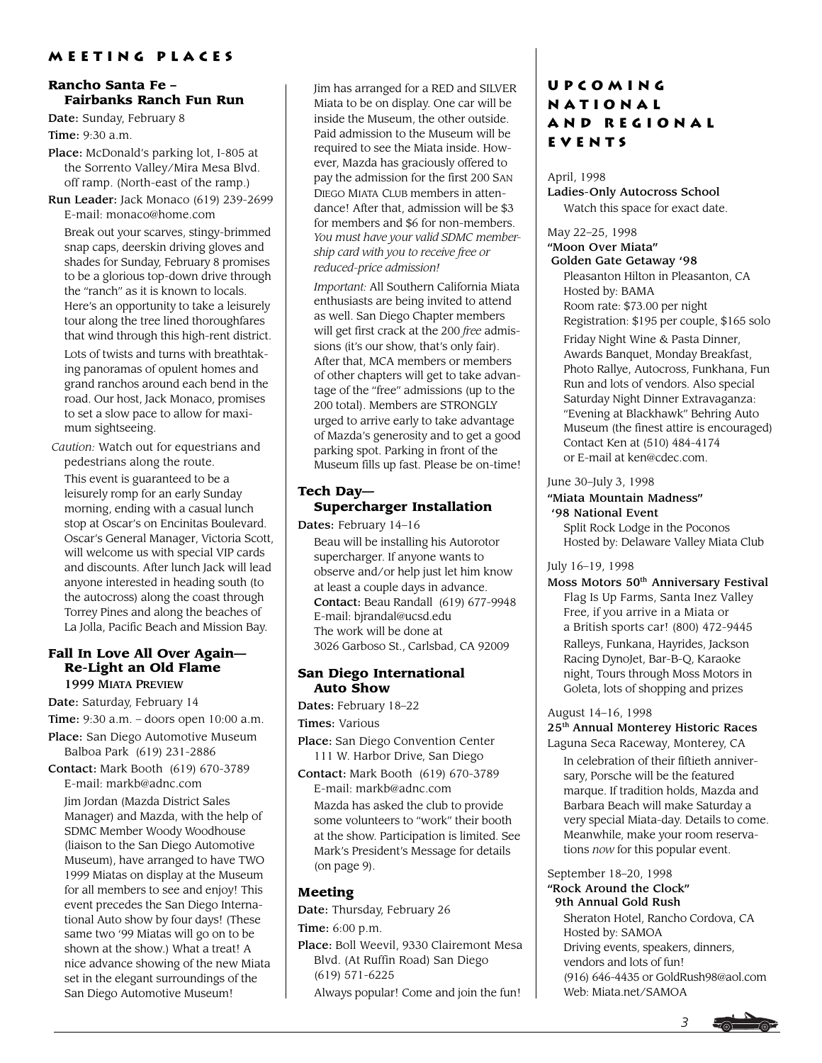## MEETING PLACES

### Rancho Santa Fe – Fairbanks Ranch Fun Run

**Date:** Sunday, February 8

**Time:** 9:30 a.m.

**Place:** McDonald's parking lot, I-805 at the Sorrento Valley/Mira Mesa Blvd. off ramp. (North-east of the ramp.)

**Run Leader:** Jack Monaco (619) 239-2699 E-mail: monaco@home.com

Break out your scarves, stingy-brimmed snap caps, deerskin driving gloves and shades for Sunday, February 8 promises to be a glorious top-down drive through the "ranch" as it is known to locals. Here's an opportunity to take a leisurely tour along the tree lined thoroughfares that wind through this high-rent district.

Lots of twists and turns with breathtaking panoramas of opulent homes and grand ranchos around each bend in the road. Our host, Jack Monaco, promises to set a slow pace to allow for maximum sightseeing.

*Caution:* Watch out for equestrians and pedestrians along the route.

This event is guaranteed to be a leisurely romp for an early Sunday morning, ending with a casual lunch stop at Oscar's on Encinitas Boulevard. Oscar's General Manager, Victoria Scott, will welcome us with special VIP cards and discounts. After lunch Jack will lead anyone interested in heading south (to the autocross) along the coast through Torrey Pines and along the beaches of La Jolla, Pacific Beach and Mission Bay.

### Fall In Love All Over Again— Re-Light an Old Flame

**1999 MIATA PREVIEW**

**Date:** Saturday, February 14

**Time:** 9:30 a.m. – doors open 10:00 a.m.

**Place:** San Diego Automotive Museum Balboa Park (619) 231-2886

**Contact:** Mark Booth (619) 670-3789 E-mail: markb@adnc.com

Jim Jordan (Mazda District Sales Manager) and Mazda, with the help of SDMC Member Woody Woodhouse (liaison to the San Diego Automotive Museum), have arranged to have TWO 1999 Miatas on display at the Museum for all members to see and enjoy! This event precedes the San Diego International Auto show by four days! (These same two '99 Miatas will go on to be shown at the show.) What a treat! A nice advance showing of the new Miata set in the elegant surroundings of the San Diego Automotive Museum!

Jim has arranged for a RED and SILVER Miata to be on display. One car will be inside the Museum, the other outside. Paid admission to the Museum will be required to see the Miata inside. However, Mazda has graciously offered to pay the admission for the first 200 SAN DIEGO MIATA CLUB members in attendance! After that, admission will be $3 for members and $6 for non-members. *You must have your valid SDMC membership card with you to receive free or reduced-price admission!*

*Important:* All Southern California Miata enthusiasts are being invited to attend as well. San Diego Chapter members will get first crack at the 200 *free* admissions (it's our show, that's only fair). After that, MCA members or members of other chapters will get to take advantage of the "free" admissions (up to the 200 total). Members are STRONGLY urged to arrive early to take advantage of Mazda's generosity and to get a good parking spot. Parking in front of the Museum fills up fast. Please be on-time!

### Tech Day— Supercharger Installation

**Dates:** February 14–16

Beau will be installing his Autorotor supercharger. If anyone wants to observe and/or help just let him know at least a couple days in advance.
**Contact:** Beau Randall (619) 677-9948
E-mail: bjrandal@ucsd.edu
The work will be done at
3026 Garboso St., Carlsbad, CA 92009

### San Diego International Auto Show

**Dates:** February 18–22

**Times:** Various

**Place:** San Diego Convention Center 111 W. Harbor Drive, San Diego

**Contact:** Mark Booth (619) 670-3789 E-mail: markb@adnc.com

Mazda has asked the club to provide some volunteers to "work" their booth at the show. Participation is limited. See Mark's President's Message for details (on page 9).

### Meeting

**Date:** Thursday, February 26

**Time:** 6:00 p.m.

**Place:** Boll Weevil, 9330 Clairemont Mesa Blvd. (At Ruffin Road) San Diego (619) 571-6225

Always popular! Come and join the fun!

## UPCOMING NATIONAL AND REGIONAL EVENTS

April, 1998
**Ladies-Only Autocross School**
Watch this space for exact date.

May 22–25, 1998
**"Moon Over Miata" Golden Gate Getaway '98**
Pleasanton Hilton in Pleasanton, CA
Hosted by: BAMA
Room rate: $73.00 per night
Registration: $195 per couple, $165 solo

Friday Night Wine & Pasta Dinner, Awards Banquet, Monday Breakfast, Photo Rallye, Autocross, Funkhana, Fun Run and lots of vendors. Also special Saturday Night Dinner Extravaganza: "Evening at Blackhawk" Behring Auto Museum (the finest attire is encouraged) Contact Ken at (510) 484-4174 or E-mail at ken@cdec.com.

June 30–July 3, 1998
**"Miata Mountain Madness" '98 National Event**
Split Rock Lodge in the Poconos
Hosted by: Delaware Valley Miata Club

July 16–19, 1998
**Moss Motors 50th Anniversary Festival**
Flag Is Up Farms, Santa Inez Valley
Free, if you arrive in a Miata or a British sports car! (800) 472-9445

Ralleys, Funkana, Hayrides, Jackson Racing DynoJet, Bar-B-Q, Karaoke night, Tours through Moss Motors in Goleta, lots of shopping and prizes

August 14–16, 1998
**25th Annual Monterey Historic Races**
Laguna Seca Raceway, Monterey, CA

In celebration of their fiftieth anniversary, Porsche will be the featured marque. If tradition holds, Mazda and Barbara Beach will make Saturday a very special Miata-day. Details to come. Meanwhile, make your room reservations *now* for this popular event.

September 18–20, 1998
**"Rock Around the Clock" 9th Annual Gold Rush**
Sheraton Hotel, Rancho Cordova, CA
Hosted by: SAMOA
Driving events, speakers, dinners, vendors and lots of fun!
(916) 646-4435 or GoldRush98@aol.com
Web: Miata.net/SAMOA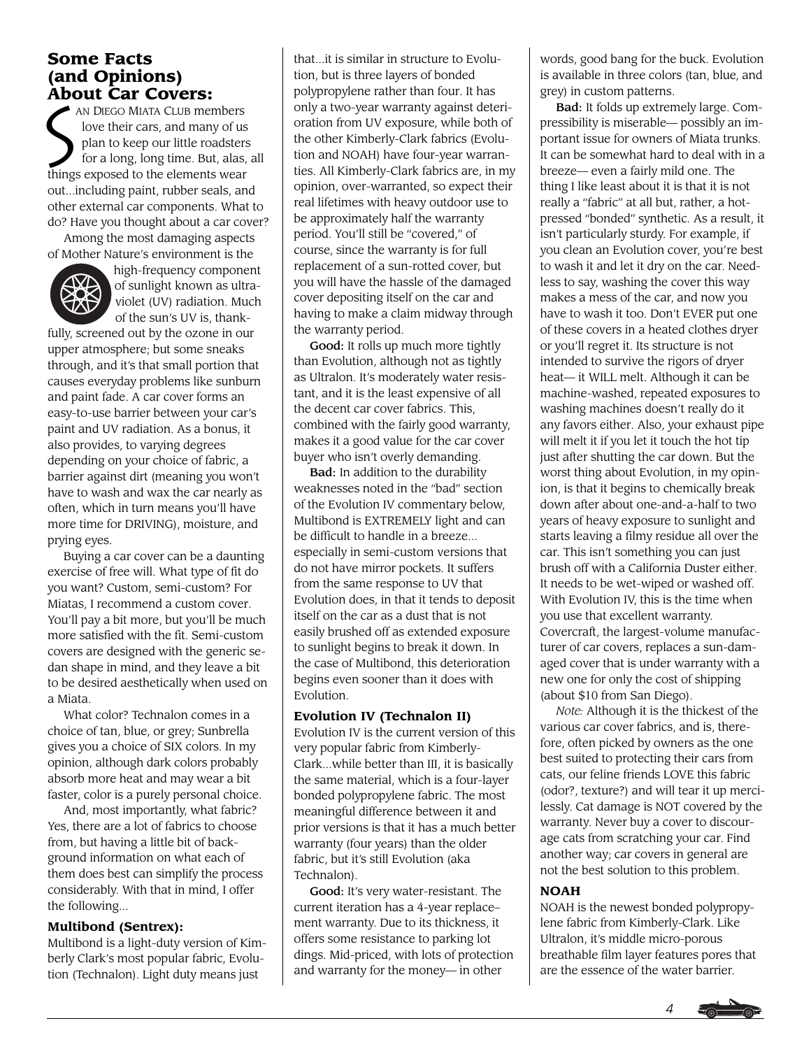## Some Facts (and Opinions) About Car Covers:

San Diego Miata Club members love their cars, and many of us plan to keep our little roadsters for a long, long time. But, alas, all things exposed to the elements wear out...including paint, rubber seals, and other external car components. What to do? Have you thought about a car cover?

Among the most damaging aspects of Mother Nature's environment is the high-frequency component of sunlight known as ultraviolet (UV) radiation. Much of the sun's UV is, thankfully, screened out by the ozone in our upper atmosphere; but some sneaks through, and it's that small portion that causes everyday problems like sunburn and paint fade. A car cover forms an easy-to-use barrier between your car's paint and UV radiation. As a bonus, it also provides, to varying degrees depending on your choice of fabric, a barrier against dirt (meaning you won't have to wash and wax the car nearly as often, which in turn means you'll have more time for DRIVING), moisture, and prying eyes.

Buying a car cover can be a daunting exercise of free will. What type of fit do you want? Custom, semi-custom? For Miatas, I recommend a custom cover. You'll pay a bit more, but you'll be much more satisfied with the fit. Semi-custom covers are designed with the generic sedan shape in mind, and they leave a bit to be desired aesthetically when used on a Miata.

What color? Technalon comes in a choice of tan, blue, or grey; Sunbrella gives you a choice of SIX colors. In my opinion, although dark colors probably absorb more heat and may wear a bit faster, color is a purely personal choice.

And, most importantly, what fabric? Yes, there are a lot of fabrics to choose from, but having a little bit of background information on what each of them does best can simplify the process considerably. With that in mind, I offer the following...

### Multibond (Sentrex):

Multibond is a light-duty version of Kimberly Clark's most popular fabric, Evolution (Technalon). Light duty means just that...it is similar in structure to Evolution, but is three layers of bonded polypropylene rather than four. It has only a two-year warranty against deterioration from UV exposure, while both of the other Kimberly-Clark fabrics (Evolution and NOAH) have four-year warranties. All Kimberly-Clark fabrics are, in my opinion, over-warranted, so expect their real lifetimes with heavy outdoor use to be approximately half the warranty period. You'll still be "covered," of course, since the warranty is for full replacement of a sun-rotted cover, but you will have the hassle of the damaged cover depositing itself on the car and having to make a claim midway through the warranty period.

**Good:** It rolls up much more tightly than Evolution, although not as tightly as Ultralon. It's moderately water resistant, and it is the least expensive of all the decent car cover fabrics. This, combined with the fairly good warranty, makes it a good value for the car cover buyer who isn't overly demanding.

**Bad:** In addition to the durability weaknesses noted in the "bad" section of the Evolution IV commentary below, Multibond is EXTREMELY light and can be difficult to handle in a breeze... especially in semi-custom versions that do not have mirror pockets. It suffers from the same response to UV that Evolution does, in that it tends to deposit itself on the car as a dust that is not easily brushed off as extended exposure to sunlight begins to break it down. In the case of Multibond, this deterioration begins even sooner than it does with Evolution.

### Evolution IV (Technalon II)

Evolution IV is the current version of this very popular fabric from Kimberly-Clark...while better than III, it is basically the same material, which is a four-layer bonded polypropylene fabric. The most meaningful difference between it and prior versions is that it has a much better warranty (four years) than the older fabric, but it's still Evolution (aka Technalon).

**Good:** It's very water-resistant. The current iteration has a 4-year replace–ment warranty. Due to its thickness, it offers some resistance to parking lot dings. Mid-priced, with lots of protection and warranty for the money— in other words, good bang for the buck. Evolution is available in three colors (tan, blue, and grey) in custom patterns.

**Bad:** It folds up extremely large. Compressibility is miserable— possibly an important issue for owners of Miata trunks. It can be somewhat hard to deal with in a breeze— even a fairly mild one. The thing I like least about it is that it is not really a "fabric" at all but, rather, a hot-pressed "bonded" synthetic. As a result, it isn't particularly sturdy. For example, if you clean an Evolution cover, you're best to wash it and let it dry on the car. Needless to say, washing the cover this way makes a mess of the car, and now you have to wash it too. Don't EVER put one of these covers in a heated clothes dryer or you'll regret it. Its structure is not intended to survive the rigors of dryer heat— it WILL melt. Although it can be machine-washed, repeated exposures to washing machines doesn't really do it any favors either. Also, your exhaust pipe will melt it if you let it touch the hot tip just after shutting the car down. But the worst thing about Evolution, in my opinion, is that it begins to chemically break down after about one-and-a-half to two years of heavy exposure to sunlight and starts leaving a filmy residue all over the car. This isn't something you can just brush off with a California Duster either. It needs to be wet-wiped or washed off. With Evolution IV, this is the time when you use that excellent warranty. Covercraft, the largest-volume manufacturer of car covers, replaces a sun-damaged cover that is under warranty with a new one for only the cost of shipping (about $10 from San Diego).

*Note:* Although it is the thickest of the various car cover fabrics, and is, therefore, often picked by owners as the one best suited to protecting their cars from cats, our feline friends LOVE this fabric (odor?, texture?) and will tear it up mercilessly. Cat damage is NOT covered by the warranty. Never buy a cover to discourage cats from scratching your car. Find another way; car covers in general are not the best solution to this problem.

### NOAH

NOAH is the newest bonded polypropylene fabric from Kimberly-Clark. Like Ultralon, it's middle micro-porous breathable film layer features pores that are the essence of the water barrier.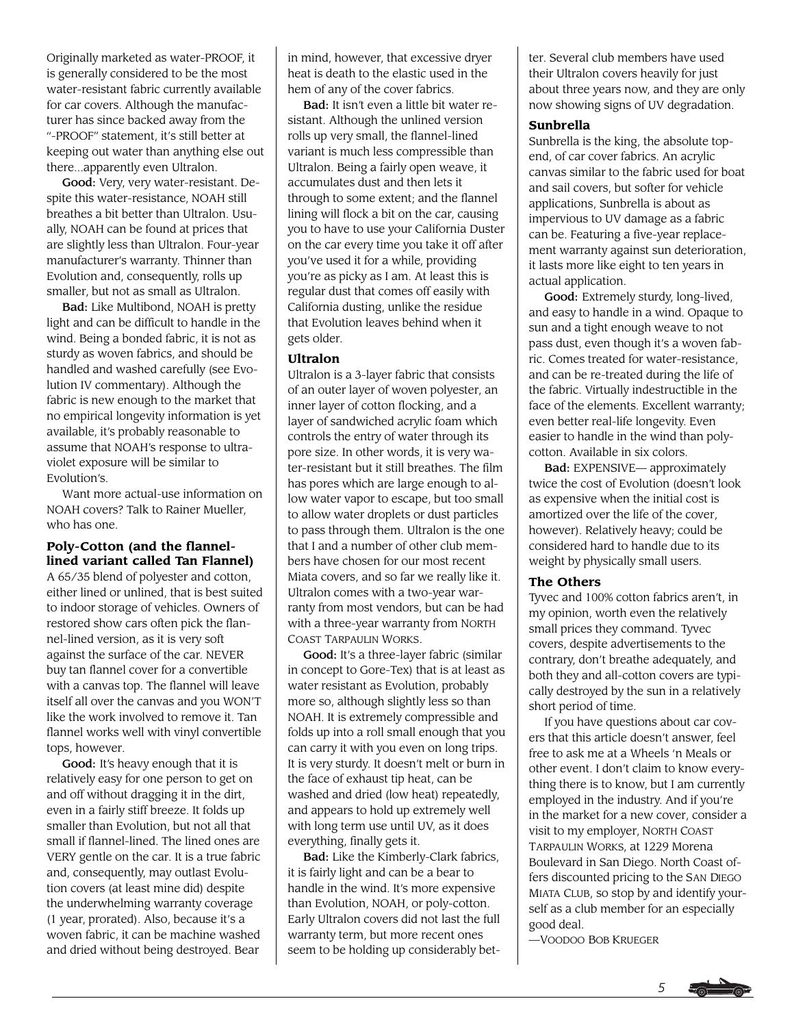Originally marketed as water-PROOF, it is generally considered to be the most water-resistant fabric currently available for car covers. Although the manufacturer has since backed away from the "-PROOF" statement, it's still better at keeping out water than anything else out there...apparently even Ultralon.

**Good:** Very, very water-resistant. Despite this water-resistance, NOAH still breathes a bit better than Ultralon. Usually, NOAH can be found at prices that are slightly less than Ultralon. Four-year manufacturer's warranty. Thinner than Evolution and, consequently, rolls up smaller, but not as small as Ultralon.

**Bad:** Like Multibond, NOAH is pretty light and can be difficult to handle in the wind. Being a bonded fabric, it is not as sturdy as woven fabrics, and should be handled and washed carefully (see Evolution IV commentary). Although the fabric is new enough to the market that no empirical longevity information is yet available, it's probably reasonable to assume that NOAH's response to ultraviolet exposure will be similar to Evolution's.

Want more actual-use information on NOAH covers? Talk to Rainer Mueller, who has one.

### Poly-Cotton (and the flannel-lined variant called Tan Flannel)

A 65/35 blend of polyester and cotton, either lined or unlined, that is best suited to indoor storage of vehicles. Owners of restored show cars often pick the flannel-lined version, as it is very soft against the surface of the car. NEVER buy tan flannel cover for a convertible with a canvas top. The flannel will leave itself all over the canvas and you WON'T like the work involved to remove it. Tan flannel works well with vinyl convertible tops, however.

**Good:** It's heavy enough that it is relatively easy for one person to get on and off without dragging it in the dirt, even in a fairly stiff breeze. It folds up smaller than Evolution, but not all that small if flannel-lined. The lined ones are VERY gentle on the car. It is a true fabric and, consequently, may outlast Evolution covers (at least mine did) despite the underwhelming warranty coverage (1 year, prorated). Also, because it's a woven fabric, it can be machine washed and dried without being destroyed. Bear in mind, however, that excessive dryer heat is death to the elastic used in the hem of any of the cover fabrics.

**Bad:** It isn't even a little bit water resistant. Although the unlined version rolls up very small, the flannel-lined variant is much less compressible than Ultralon. Being a fairly open weave, it accumulates dust and then lets it through to some extent; and the flannel lining will flock a bit on the car, causing you to have to use your California Duster on the car every time you take it off after you've used it for a while, providing you're as picky as I am. At least this is regular dust that comes off easily with California dusting, unlike the residue that Evolution leaves behind when it gets older.

### Ultralon

Ultralon is a 3-layer fabric that consists of an outer layer of woven polyester, an inner layer of cotton flocking, and a layer of sandwiched acrylic foam which controls the entry of water through its pore size. In other words, it is very water-resistant but it still breathes. The film has pores which are large enough to allow water vapor to escape, but too small to allow water droplets or dust particles to pass through them. Ultralon is the one that I and a number of other club members have chosen for our most recent Miata covers, and so far we really like it. Ultralon comes with a two-year warranty from most vendors, but can be had with a three-year warranty from NORTH COAST TARPAULIN WORKS.

**Good:** It's a three-layer fabric (similar in concept to Gore-Tex) that is at least as water resistant as Evolution, probably more so, although slightly less so than NOAH. It is extremely compressible and folds up into a roll small enough that you can carry it with you even on long trips. It is very sturdy. It doesn't melt or burn in the face of exhaust tip heat, can be washed and dried (low heat) repeatedly, and appears to hold up extremely well with long term use until UV, as it does everything, finally gets it.

**Bad:** Like the Kimberly-Clark fabrics, it is fairly light and can be a bear to handle in the wind. It's more expensive than Evolution, NOAH, or poly-cotton. Early Ultralon covers did not last the full warranty term, but more recent ones seem to be holding up considerably better. Several club members have used their Ultralon covers heavily for just about three years now, and they are only now showing signs of UV degradation.

### Sunbrella

Sunbrella is the king, the absolute top-end, of car cover fabrics. An acrylic canvas similar to the fabric used for boat and sail covers, but softer for vehicle applications, Sunbrella is about as impervious to UV damage as a fabric can be. Featuring a five-year replacement warranty against sun deterioration, it lasts more like eight to ten years in actual application.

**Good:** Extremely sturdy, long-lived, and easy to handle in a wind. Opaque to sun and a tight enough weave to not pass dust, even though it's a woven fabric. Comes treated for water-resistance, and can be re-treated during the life of the fabric. Virtually indestructible in the face of the elements. Excellent warranty; even better real-life longevity. Even easier to handle in the wind than poly-cotton. Available in six colors.

**Bad:** EXPENSIVE— approximately twice the cost of Evolution (doesn't look as expensive when the initial cost is amortized over the life of the cover, however). Relatively heavy; could be considered hard to handle due to its weight by physically small users.

### The Others

Tyvec and 100% cotton fabrics aren't, in my opinion, worth even the relatively small prices they command. Tyvec covers, despite advertisements to the contrary, don't breathe adequately, and both they and all-cotton covers are typically destroyed by the sun in a relatively short period of time.

If you have questions about car covers that this article doesn't answer, feel free to ask me at a Wheels 'n Meals or other event. I don't claim to know everything there is to know, but I am currently employed in the industry. And if you're in the market for a new cover, consider a visit to my employer, NORTH COAST TARPAULIN WORKS, at 1229 Morena Boulevard in San Diego. North Coast offers discounted pricing to the SAN DIEGO MIATA CLUB, so stop by and identify yourself as a club member for an especially good deal.

—VOODOO BOB KRUEGER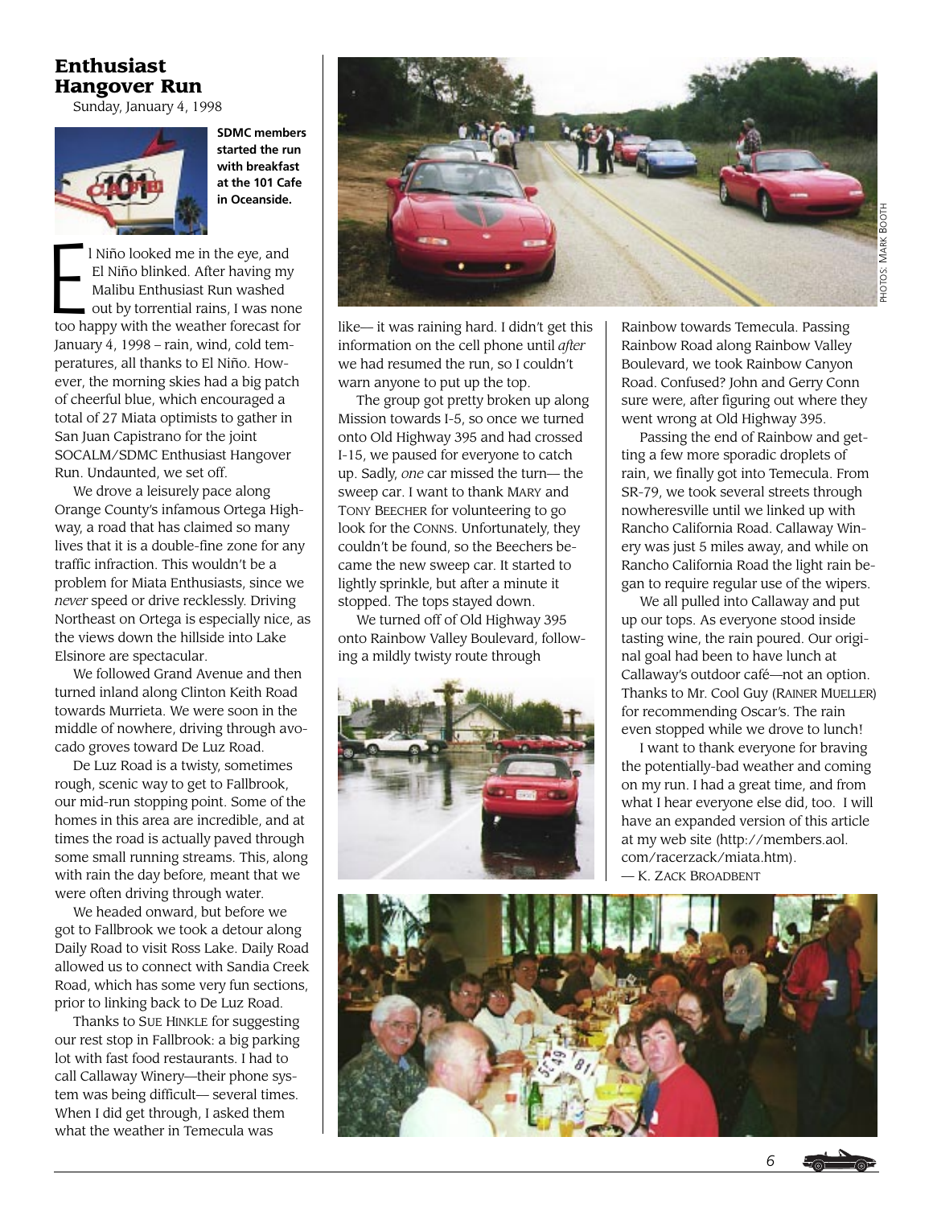## Enthusiast Hangover Run

Sunday, January 4, 1998

**SDMC members started the run with breakfast at the 101 Cafe in Oceanside.**

El Niño looked me in the eye, and El Niño blinked. After having my Malibu Enthusiast Run washed out by torrential rains, I was none too happy with the weather forecast for January 4, 1998 – rain, wind, cold temperatures, all thanks to El Niño. However, the morning skies had a big patch of cheerful blue, which encouraged a total of 27 Miata optimists to gather in San Juan Capistrano for the joint SOCALM/SDMC Enthusiast Hangover Run. Undaunted, we set off.

We drove a leisurely pace along Orange County's infamous Ortega Highway, a road that has claimed so many lives that it is a double-fine zone for any traffic infraction. This wouldn't be a problem for Miata Enthusiasts, since we *never* speed or drive recklessly. Driving Northeast on Ortega is especially nice, as the views down the hillside into Lake Elsinore are spectacular.

We followed Grand Avenue and then turned inland along Clinton Keith Road towards Murrieta. We were soon in the middle of nowhere, driving through avocado groves toward De Luz Road.

De Luz Road is a twisty, sometimes rough, scenic way to get to Fallbrook, our mid-run stopping point. Some of the homes in this area are incredible, and at times the road is actually paved through some small running streams. This, along with rain the day before, meant that we were often driving through water.

We headed onward, but before we got to Fallbrook we took a detour along Daily Road to visit Ross Lake. Daily Road allowed us to connect with Sandia Creek Road, which has some very fun sections, prior to linking back to De Luz Road.

Thanks to SUE HINKLE for suggesting our rest stop in Fallbrook: a big parking lot with fast food restaurants. I had to call Callaway Winery—their phone system was being difficult— several times. When I did get through, I asked them what the weather in Temecula was like— it was raining hard. I didn't get this information on the cell phone until *after* we had resumed the run, so I couldn't warn anyone to put up the top.

The group got pretty broken up along Mission towards I-5, so once we turned onto Old Highway 395 and had crossed I-15, we paused for everyone to catch up. Sadly, *one* car missed the turn— the sweep car. I want to thank MARY and TONY BEECHER for volunteering to go look for the CONNS. Unfortunately, they couldn't be found, so the Beechers became the new sweep car. It started to lightly sprinkle, but after a minute it stopped. The tops stayed down.

We turned off of Old Highway 395 onto Rainbow Valley Boulevard, following a mildly twisty route through Rainbow towards Temecula. Passing Rainbow Road along Rainbow Valley Boulevard, we took Rainbow Canyon Road. Confused? John and Gerry Conn sure were, after figuring out where they went wrong at Old Highway 395.

Passing the end of Rainbow and getting a few more sporadic droplets of rain, we finally got into Temecula. From SR-79, we took several streets through nowheresville until we linked up with Rancho California Road. Callaway Winery was just 5 miles away, and while on Rancho California Road the light rain began to require regular use of the wipers.

We all pulled into Callaway and put up our tops. As everyone stood inside tasting wine, the rain poured. Our original goal had been to have lunch at Callaway's outdoor café—not an option. Thanks to Mr. Cool Guy (RAINER MUELLER) for recommending Oscar's. The rain even stopped while we drove to lunch!

I want to thank everyone for braving the potentially-bad weather and coming on my run. I had a great time, and from what I hear everyone else did, too. I will have an expanded version of this article at my web site (http://members.aol.com/racerzack/miata.htm).

— K. ZACK BROADBENT

PHOTOS: MARK BOOTH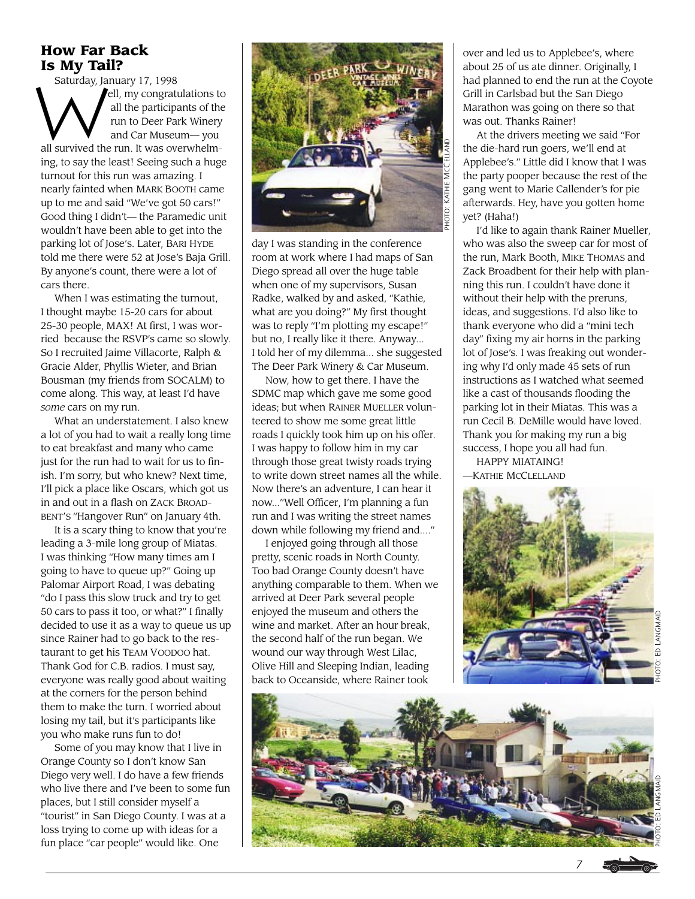## How Far Back Is My Tail?

Saturday, January 17, 1998

Well, my congratulations to all the participants of the run to Deer Park Winery and Car Museum— you all survived the run. It was overwhelming, to say the least! Seeing such a huge turnout for this run was amazing. I nearly fainted when MARK BOOTH came up to me and said "We've got 50 cars!" Good thing I didn't— the Paramedic unit wouldn't have been able to get into the parking lot of Jose's. Later, BARI HYDE told me there were 52 at Jose's Baja Grill. By anyone's count, there were a lot of cars there.

When I was estimating the turnout, I thought maybe 15-20 cars for about 25-30 people, MAX! At first, I was worried because the RSVP's came so slowly. So I recruited Jaime Villacorte, Ralph & Gracie Alder, Phyllis Wieter, and Brian Bousman (my friends from SOCALM) to come along. This way, at least I'd have *some* cars on my run.

What an understatement. I also knew a lot of you had to wait a really long time to eat breakfast and many who came just for the run had to wait for us to finish. I'm sorry, but who knew? Next time, I'll pick a place like Oscars, which got us in and out in a flash on ZACK BROADBENT'S "Hangover Run" on January 4th.

It is a scary thing to know that you're leading a 3-mile long group of Miatas. I was thinking "How many times am I going to have to queue up?" Going up Palomar Airport Road, I was debating "do I pass this slow truck and try to get 50 cars to pass it too, or what?" I finally decided to use it as a way to queue us up since Rainer had to go back to the restaurant to get his TEAM VOODOO hat. Thank God for C.B. radios. I must say, everyone was really good about waiting at the corners for the person behind them to make the turn. I worried about losing my tail, but it's participants like you who make runs fun to do!

Some of you may know that I live in Orange County so I don't know San Diego very well. I do have a few friends who live there and I've been to some fun places, but I still consider myself a "tourist" in San Diego County. I was at a loss trying to come up with ideas for a fun place "car people" would like. One day I was standing in the conference room at work where I had maps of San Diego spread all over the huge table when one of my supervisors, Susan Radke, walked by and asked, "Kathie, what are you doing?" My first thought was to reply "I'm plotting my escape!" but no, I really like it there. Anyway... I told her of my dilemma... she suggested The Deer Park Winery & Car Museum.

PHOTO: KATHIE MCCELLAND

Now, how to get there. I have the SDMC map which gave me some good ideas; but when RAINER MUELLER volunteered to show me some great little roads I quickly took him up on his offer. I was happy to follow him in my car through those great twisty roads trying to write down street names all the while. Now there's an adventure, I can hear it now..."Well Officer, I'm planning a fun run and I was writing the street names down while following my friend and...."

I enjoyed going through all those pretty, scenic roads in North County. Too bad Orange County doesn't have anything comparable to them. When we arrived at Deer Park several people enjoyed the museum and others the wine and market. After an hour break, the second half of the run began. We wound our way through West Lilac, Olive Hill and Sleeping Indian, leading back to Oceanside, where Rainer took over and led us to Applebee's, where about 25 of us ate dinner. Originally, I had planned to end the run at the Coyote Grill in Carlsbad but the San Diego Marathon was going on there so that was out. Thanks Rainer!

At the drivers meeting we said "For the die-hard run goers, we'll end at Applebee's." Little did I know that I was the party pooper because the rest of the gang went to Marie Callender's for pie afterwards. Hey, have you gotten home yet? (Haha!)

I'd like to again thank Rainer Mueller, who was also the sweep car for most of the run, Mark Booth, MIKE THOMAS and Zack Broadbent for their help with planning this run. I couldn't have done it without their help with the preruns, ideas, and suggestions. I'd also like to thank everyone who did a "mini tech day" fixing my air horns in the parking lot of Jose's. I was freaking out wondering why I'd only made 45 sets of run instructions as I watched what seemed like a cast of thousands flooding the parking lot in their Miatas. This was a run Cecil B. DeMille would have loved. Thank you for making my run a big success, I hope you all had fun.

HAPPY MIATAING!

—KATHIE MCCLELLAND

PHOTO: ED LANGMAID

PHOTO: ED LANGMAID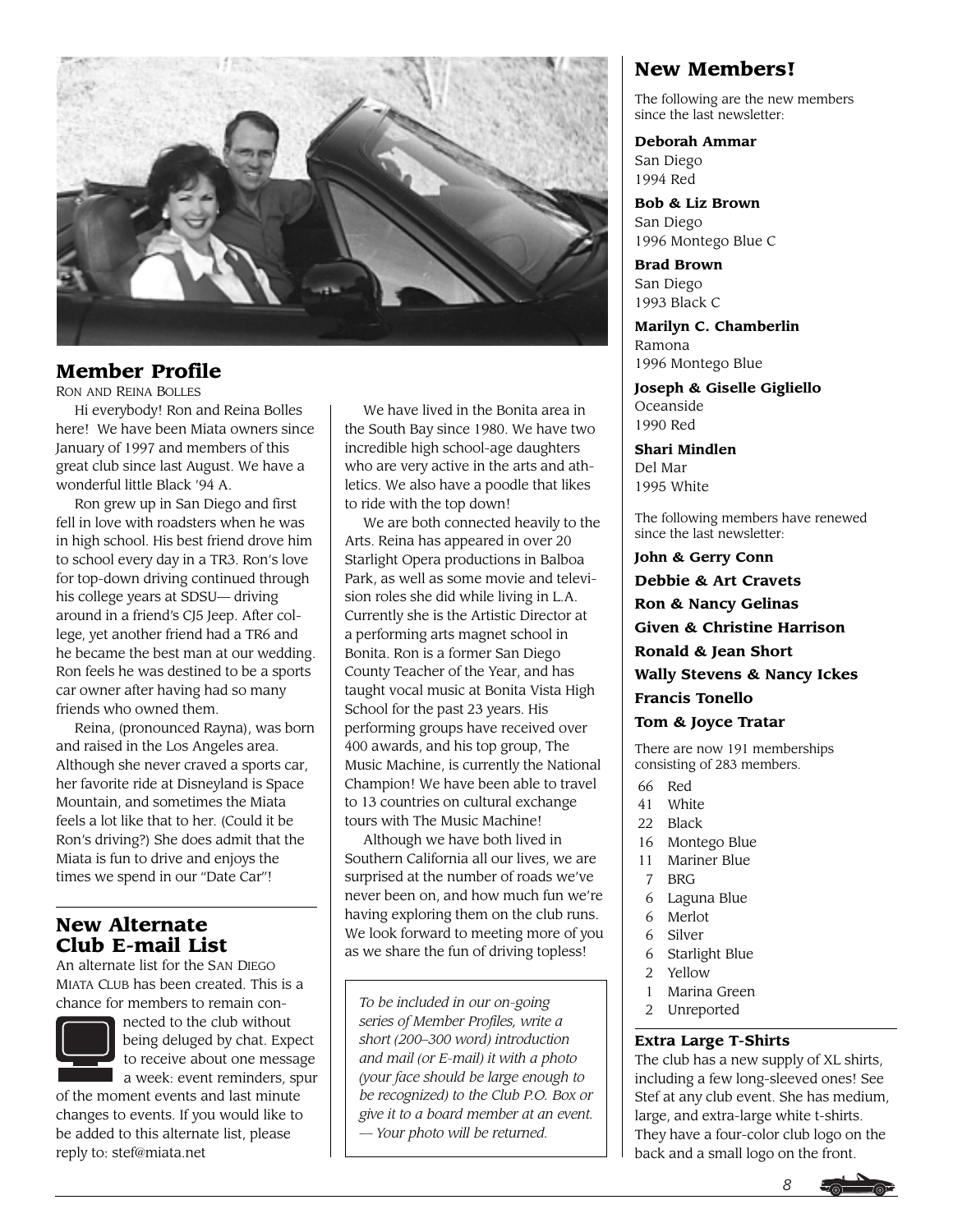## Member Profile

RON AND REINA BOLLES

Hi everybody! Ron and Reina Bolles here! We have been Miata owners since January of 1997 and members of this great club since last August. We have a wonderful little Black '94 A.

Ron grew up in San Diego and first fell in love with roadsters when he was in high school. His best friend drove him to school every day in a TR3. Ron's love for top-down driving continued through his college years at SDSU— driving around in a friend's CJ5 Jeep. After college, yet another friend had a TR6 and he became the best man at our wedding. Ron feels he was destined to be a sports car owner after having had so many friends who owned them.

Reina, (pronounced Rayna), was born and raised in the Los Angeles area. Although she never craved a sports car, her favorite ride at Disneyland is Space Mountain, and sometimes the Miata feels a lot like that to her. (Could it be Ron's driving?) She does admit that the Miata is fun to drive and enjoys the times we spend in our "Date Car"!

We have lived in the Bonita area in the South Bay since 1980. We have two incredible high school-age daughters who are very active in the arts and athletics. We also have a poodle that likes to ride with the top down!

We are both connected heavily to the Arts. Reina has appeared in over 20 Starlight Opera productions in Balboa Park, as well as some movie and television roles she did while living in L.A. Currently she is the Artistic Director at a performing arts magnet school in Bonita. Ron is a former San Diego County Teacher of the Year, and has taught vocal music at Bonita Vista High School for the past 23 years. His performing groups have received over 400 awards, and his top group, The Music Machine, is currently the National Champion! We have been able to travel to 13 countries on cultural exchange tours with The Music Machine!

Although we have both lived in Southern California all our lives, we are surprised at the number of roads we've never been on, and how much fun we're having exploring them on the club runs. We look forward to meeting more of you as we share the fun of driving topless!

*To be included in our on-going series of Member Profiles, write a short (200–300 word) introduction and mail (or E-mail) it with a photo (your face should be large enough to be recognized) to the Club P.O. Box or give it to a board member at an event. — Your photo will be returned.*

## New Alternate Club E-mail List

An alternate list for the SAN DIEGO MIATA CLUB has been created. This is a chance for members to remain connected to the club without being deluged by chat. Expect to receive about one message a week: event reminders, spur of the moment events and last minute changes to events. If you would like to be added to this alternate list, please reply to: stef@miata.net

## New Members!

The following are the new members since the last newsletter:

**Deborah Ammar**
San Diego
1994 Red

**Bob & Liz Brown**
San Diego
1996 Montego Blue C

**Brad Brown**
San Diego
1993 Black C

**Marilyn C. Chamberlin**
Ramona
1996 Montego Blue

**Joseph & Giselle Gigliello**
Oceanside
1990 Red

**Shari Mindlen**
Del Mar
1995 White

The following members have renewed since the last newsletter:

**John & Gerry Conn**
**Debbie & Art Cravets**
**Ron & Nancy Gelinas**
**Given & Christine Harrison**
**Ronald & Jean Short**
**Wally Stevens & Nancy Ickes**
**Francis Tonello**
**Tom & Joyce Tratar**

There are now 191 memberships consisting of 283 members.

- 66 Red
- 41 White
- 22 Black
- 16 Montego Blue
- 11 Mariner Blue
- 7 BRG
- 6 Laguna Blue
- 6 Merlot
- 6 Silver
- 6 Starlight Blue
- 2 Yellow
- 1 Marina Green
- 2 Unreported

### Extra Large T-Shirts

The club has a new supply of XL shirts, including a few long-sleeved ones! See Stef at any club event. She has medium, large, and extra-large white t-shirts. They have a four-color club logo on the back and a small logo on the front.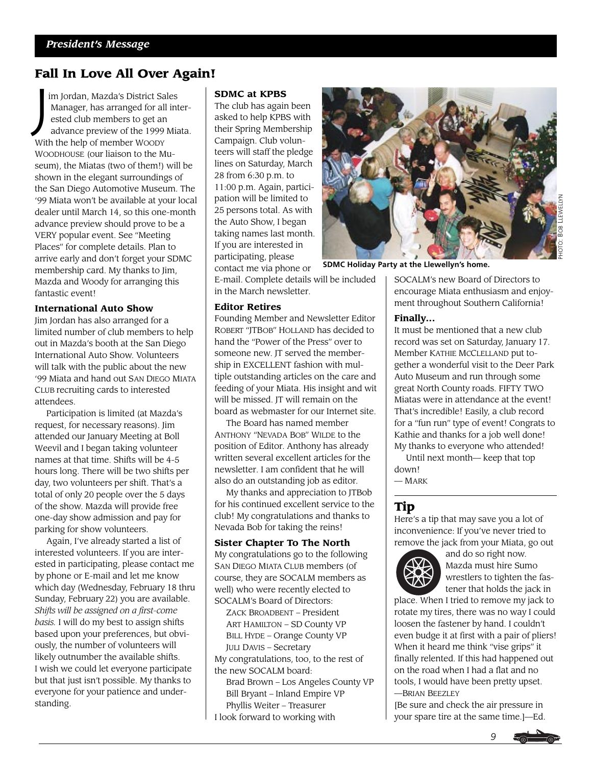*President's Message*

## Fall In Love All Over Again!

Jim Jordan, Mazda's District Sales Manager, has arranged for all interested club members to get an advance preview of the 1999 Miata. With the help of member WOODY WOODHOUSE (our liaison to the Museum), the Miatas (two of them!) will be shown in the elegant surroundings of the San Diego Automotive Museum. The '99 Miata won't be available at your local dealer until March 14, so this one-month advance preview should prove to be a VERY popular event. See "Meeting Places" for complete details. Plan to arrive early and don't forget your SDMC membership card. My thanks to Jim, Mazda and Woody for arranging this fantastic event!

### International Auto Show

Jim Jordan has also arranged for a limited number of club members to help out in Mazda's booth at the San Diego International Auto Show. Volunteers will talk with the public about the new '99 Miata and hand out SAN DIEGO MIATA CLUB recruiting cards to interested attendees.

Participation is limited (at Mazda's request, for necessary reasons). Jim attended our January Meeting at Boll Weevil and I began taking volunteer names at that time. Shifts will be 4-5 hours long. There will be two shifts per day, two volunteers per shift. That's a total of only 20 people over the 5 days of the show. Mazda will provide free one-day show admission and pay for parking for show volunteers.

Again, I've already started a list of interested volunteers. If you are interested in participating, please contact me by phone or E-mail and let me know which day (Wednesday, February 18 thru Sunday, February 22) you are available. *Shifts will be assigned on a first-come basis.* I will do my best to assign shifts based upon your preferences, but obviously, the number of volunteers will likely outnumber the available shifts. I wish we could let everyone participate but that just isn't possible. My thanks to everyone for your patience and understanding.

### SDMC at KPBS

The club has again been asked to help KPBS with their Spring Membership Campaign. Club volunteers will staff the pledge lines on Saturday, March 28 from 6:30 p.m. to 11:00 p.m. Again, participation will be limited to 25 persons total. As with the Auto Show, I began taking names last month. If you are interested in participating, please contact me via phone or E-mail. Complete details will be included in the March newsletter.

PHOTO: BOB LLEWELLYN

**SDMC Holiday Party at the Llewellyn's home.**

### Editor Retires

Founding Member and Newsletter Editor ROBERT "JTBOB" HOLLAND has decided to hand the "Power of the Press" over to someone new. JT served the membership in EXCELLENT fashion with multiple outstanding articles on the care and feeding of your Miata. His insight and wit will be missed. JT will remain on the board as webmaster for our Internet site.

The Board has named member ANTHONY "NEVADA BOB" WILDE to the position of Editor. Anthony has already written several excellent articles for the newsletter. I am confident that he will also do an outstanding job as editor.

My thanks and appreciation to JTBob for his continued excellent service to the club! My congratulations and thanks to Nevada Bob for taking the reins!

### Sister Chapter To The North

My congratulations go to the following SAN DIEGO MIATA CLUB members (of course, they are SOCALM members as well) who were recently elected to SOCALM's Board of Directors:

ZACK BROADBENT – President
ART HAMILTON – SD County VP
BILL HYDE – Orange County VP
JULI DAVIS – Secretary

My congratulations, too, to the rest of the new SOCALM board:

Brad Brown – Los Angeles County VP
Bill Bryant – Inland Empire VP
Phyllis Weiter – Treasurer

I look forward to working with SOCALM's new Board of Directors to encourage Miata enthusiasm and enjoyment throughout Southern California!

### Finally...

It must be mentioned that a new club record was set on Saturday, January 17. Member KATHIE MCCLELLAND put together a wonderful visit to the Deer Park Auto Museum and run through some great North County roads. FIFTY TWO Miatas were in attendance at the event! That's incredible! Easily, a club record for a "fun run" type of event! Congrats to Kathie and thanks for a job well done! My thanks to everyone who attended!

Until next month— keep that top down!

— MARK

## Tip

Here's a tip that may save you a lot of inconvenience: If you've never tried to remove the jack from your Miata, go out and do so right now. Mazda must hire Sumo wrestlers to tighten the fastener that holds the jack in place. When I tried to remove my jack to rotate my tires, there was no way I could loosen the fastener by hand. I couldn't even budge it at first with a pair of pliers! When it heard me think "vise grips" it finally relented. If this had happened out on the road when I had a flat and no tools, I would have been pretty upset.
—BRIAN BEEZLEY

[Be sure and check the air pressure in your spare tire at the same time.]—Ed.